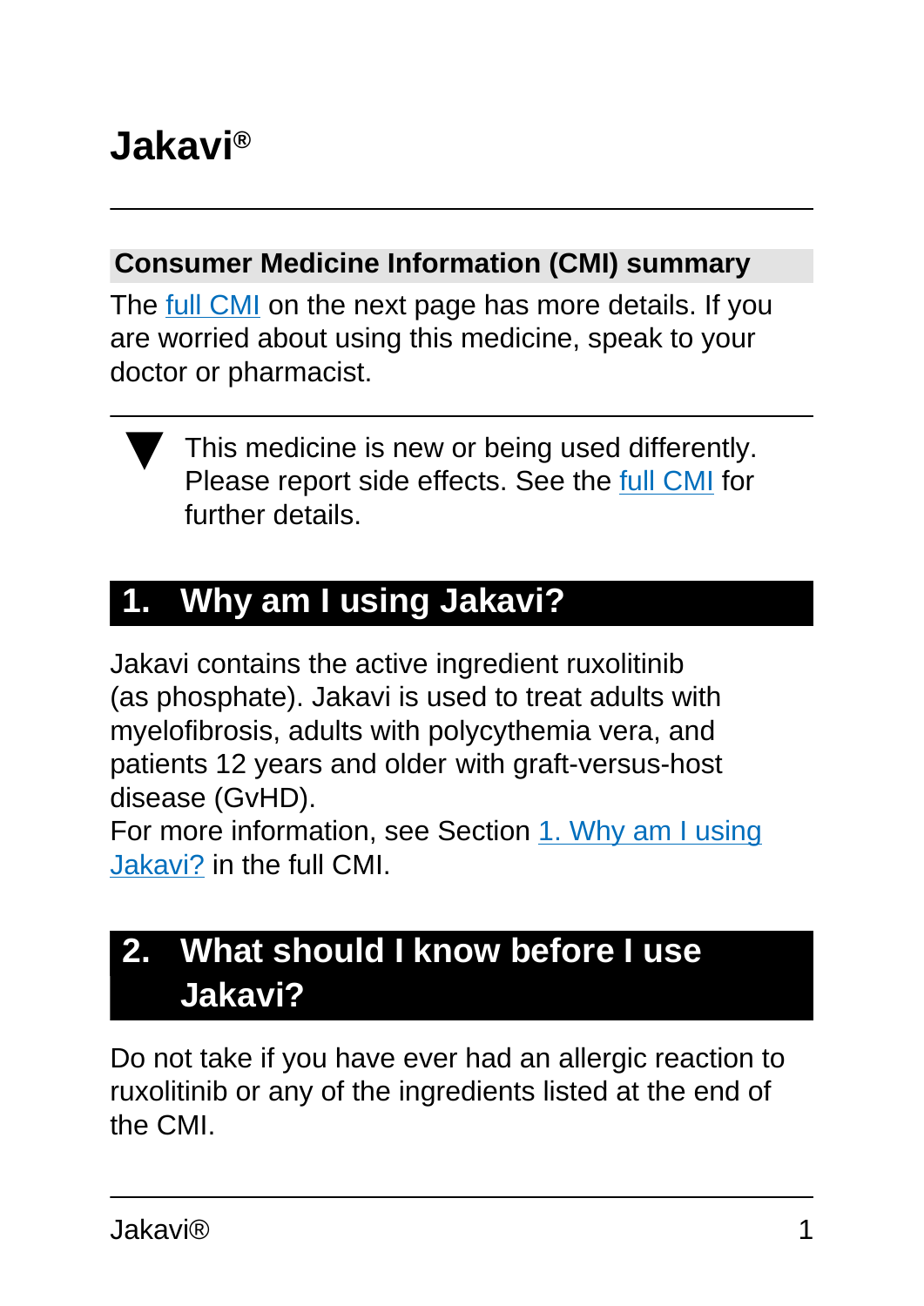# Jakavi®

## Consumer Medicine Information (CMI) summary

The full CMI on the next page has more details. If you are worried about using this medicine, speak to your doctor or pharmacist.

▼ This medicine is new or being used differently. Please report side effects. See the full CMI for further details.

## 1. Why am I using Jakavi?

Jakavi contains the active ingredient ruxolitinib (as phosphate). Jakavi is used to treat adults with myelofibrosis, adults with polycythemia vera, and patients 12 years and older with graft-versus-host disease (GvHD).

For more information, see Section 1. Why am I using Jakavi? in the full CMI.

## 2. What should I know before I use Jakavi?

Do not take if you have ever had an allergic reaction to ruxolitinib or any of the ingredients listed at the end of the CMI.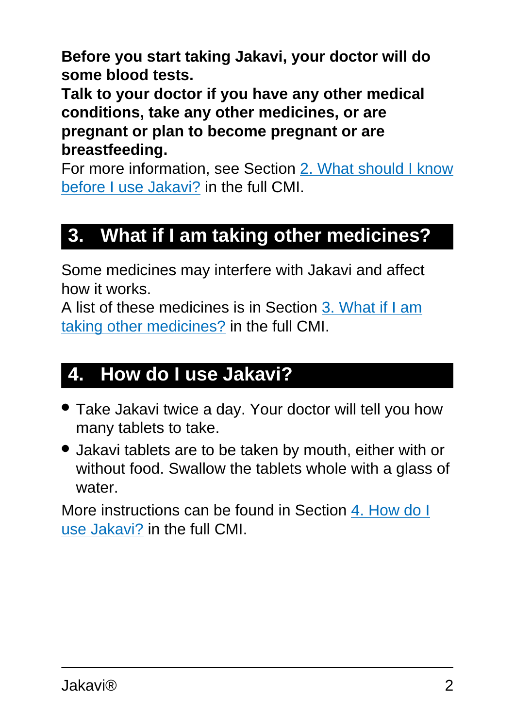**Before you start taking Jakavi, your doctor will do some blood tests.**

**Talk to your doctor if you have any other medical conditions, take any other medicines, or are pregnant or plan to become pregnant or are breastfeeding.**

For more information, see Section 2. What should I know before I use Jakavi? in the full CMI.

## 3. What if I am taking other medicines?

Some medicines may interfere with Jakavi and affect how it works.

A list of these medicines is in Section 3. What if I am taking other medicines? in the full CMI.

## 4. How do I use Jakavi?

- Take Jakavi twice a day. Your doctor will tell you how many tablets to take.
- Jakavi tablets are to be taken by mouth, either with or without food. Swallow the tablets whole with a glass of water.

More instructions can be found in Section 4. How do I use Jakavi? in the full CMI.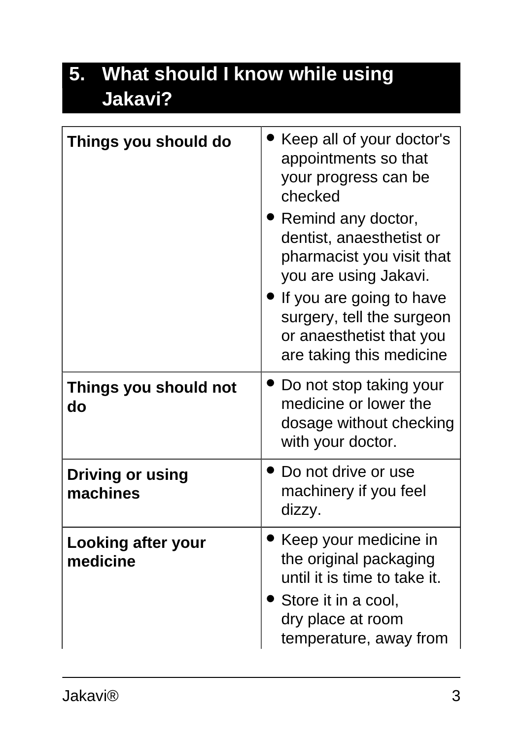## 5. What should I know while using Jakavi?

| | |
|---|---|
| **Things you should do** | • Keep all of your doctor's appointments so that your progress can be checked<br>• Remind any doctor, dentist, anaesthetist or pharmacist you visit that you are using Jakavi.<br>• If you are going to have surgery, tell the surgeon or anaesthetist that you are taking this medicine |
| **Things you should not do** | • Do not stop taking your medicine or lower the dosage without checking with your doctor. |
| **Driving or using machines** | • Do not drive or use machinery if you feel dizzy. |
| **Looking after your medicine** | • Keep your medicine in the original packaging until it is time to take it.<br>• Store it in a cool, dry place at room temperature, away from |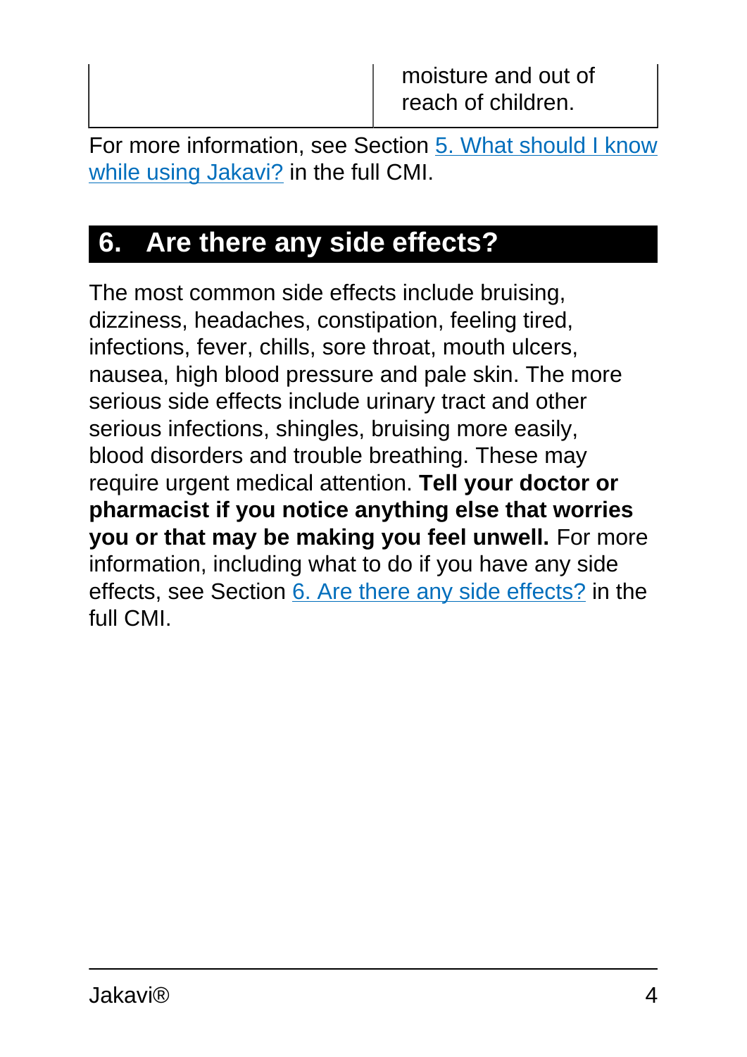| | moisture and out of reach of children. |
|---|---|

For more information, see Section 5. What should I know while using Jakavi? in the full CMI.

## 6. Are there any side effects?

The most common side effects include bruising, dizziness, headaches, constipation, feeling tired, infections, fever, chills, sore throat, mouth ulcers, nausea, high blood pressure and pale skin. The more serious side effects include urinary tract and other serious infections, shingles, bruising more easily, blood disorders and trouble breathing. These may require urgent medical attention. **Tell your doctor or pharmacist if you notice anything else that worries you or that may be making you feel unwell.** For more information, including what to do if you have any side effects, see Section 6. Are there any side effects? in the full CMI.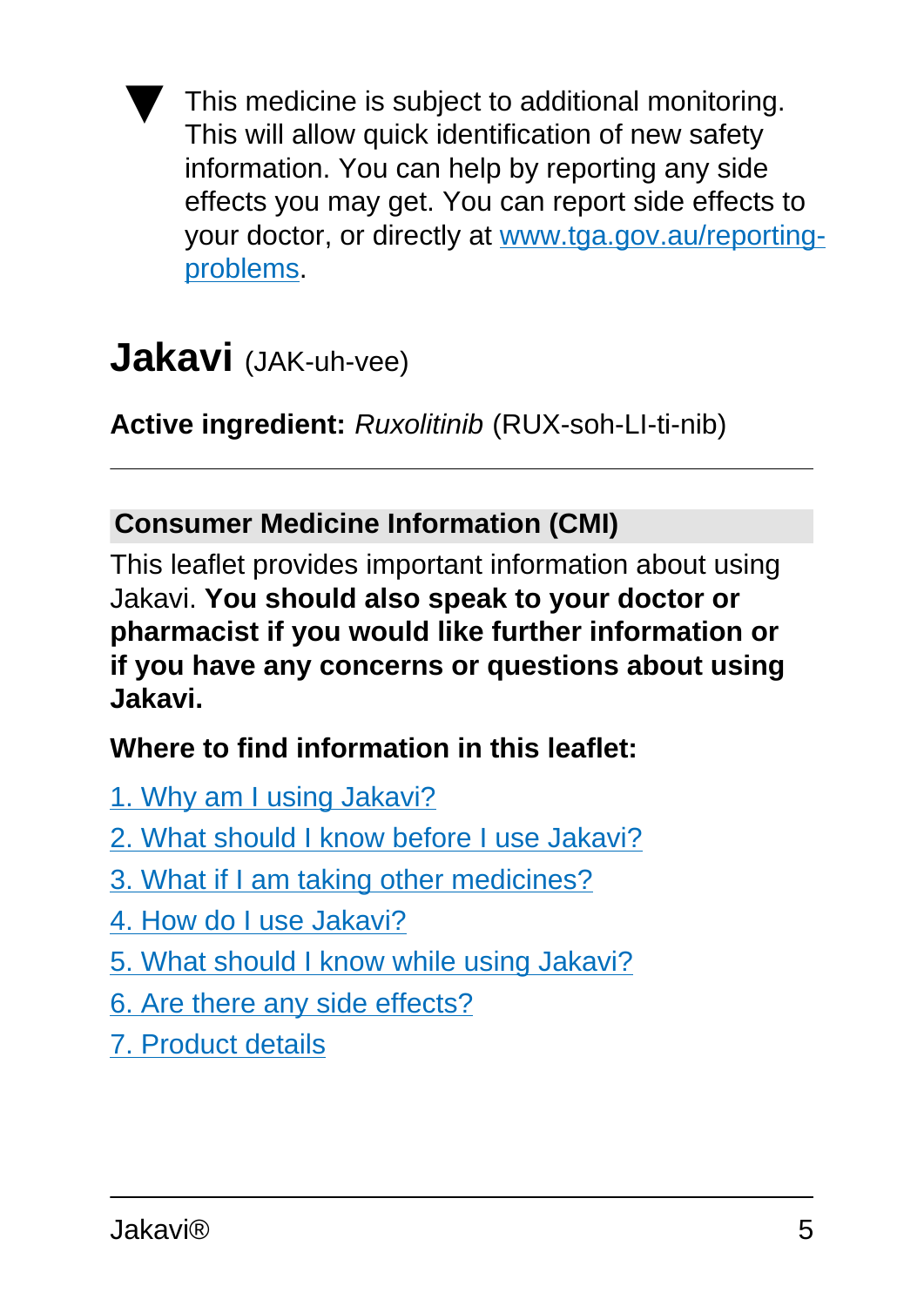▼ This medicine is subject to additional monitoring. This will allow quick identification of new safety information. You can help by reporting any side effects you may get. You can report side effects to your doctor, or directly at www.tga.gov.au/reporting-problems.

# **Jakavi** (JAK-uh-vee)

**Active ingredient:** *Ruxolitinib* (RUX-soh-LI-ti-nib)

---

## Consumer Medicine Information (CMI)

This leaflet provides important information about using Jakavi. **You should also speak to your doctor or pharmacist if you would like further information or if you have any concerns or questions about using Jakavi.**

**Where to find information in this leaflet:**

1. Why am I using Jakavi?
2. What should I know before I use Jakavi?
3. What if I am taking other medicines?
4. How do I use Jakavi?
5. What should I know while using Jakavi?
6. Are there any side effects?
7. Product details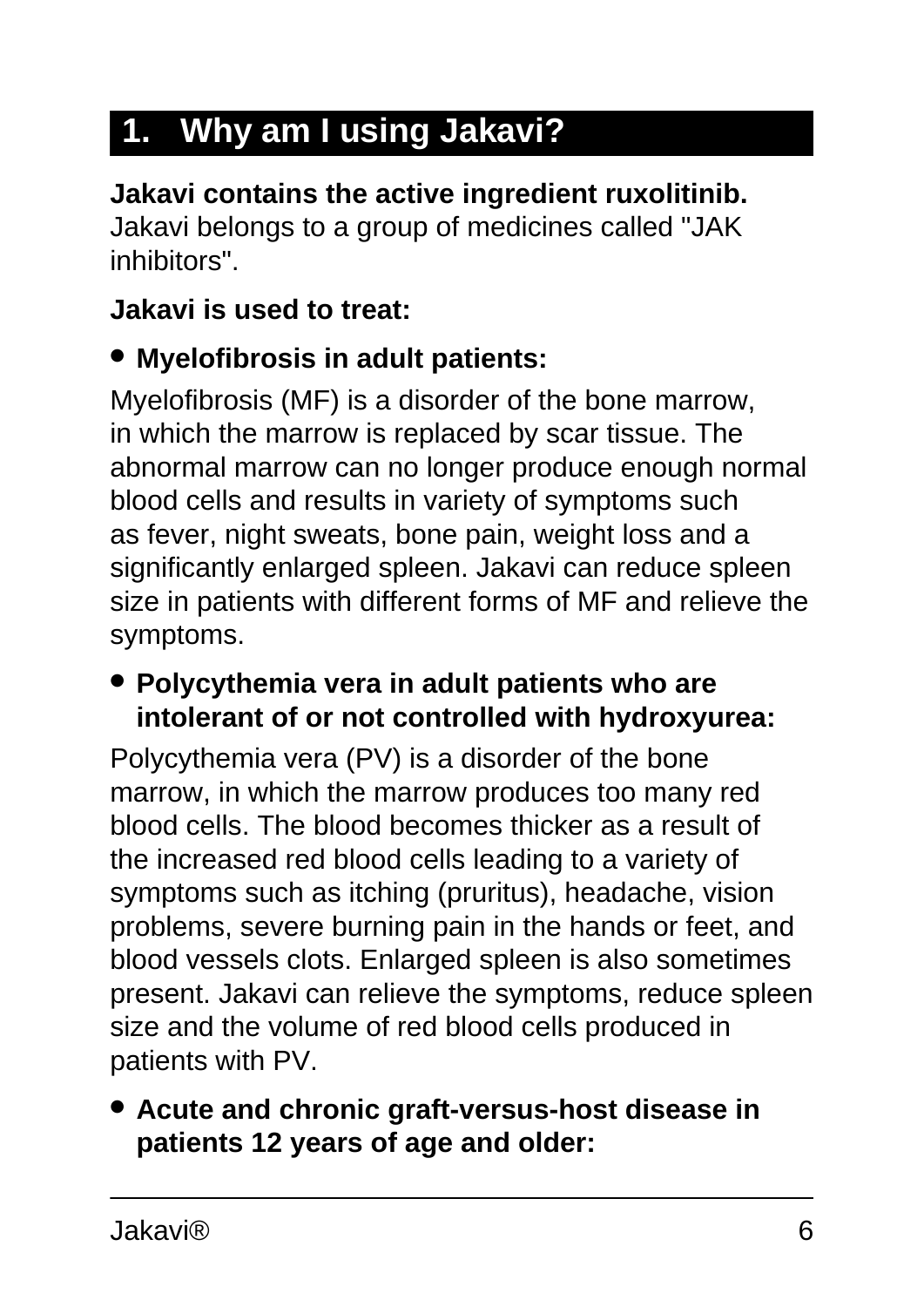## 1. Why am I using Jakavi?

**Jakavi contains the active ingredient ruxolitinib.** Jakavi belongs to a group of medicines called "JAK inhibitors".

**Jakavi is used to treat:**

- **Myelofibrosis in adult patients:**

Myelofibrosis (MF) is a disorder of the bone marrow, in which the marrow is replaced by scar tissue. The abnormal marrow can no longer produce enough normal blood cells and results in variety of symptoms such as fever, night sweats, bone pain, weight loss and a significantly enlarged spleen. Jakavi can reduce spleen size in patients with different forms of MF and relieve the symptoms.

- **Polycythemia vera in adult patients who are intolerant of or not controlled with hydroxyurea:**

Polycythemia vera (PV) is a disorder of the bone marrow, in which the marrow produces too many red blood cells. The blood becomes thicker as a result of the increased red blood cells leading to a variety of symptoms such as itching (pruritus), headache, vision problems, severe burning pain in the hands or feet, and blood vessels clots. Enlarged spleen is also sometimes present. Jakavi can relieve the symptoms, reduce spleen size and the volume of red blood cells produced in patients with PV.

- **Acute and chronic graft-versus-host disease in patients 12 years of age and older:**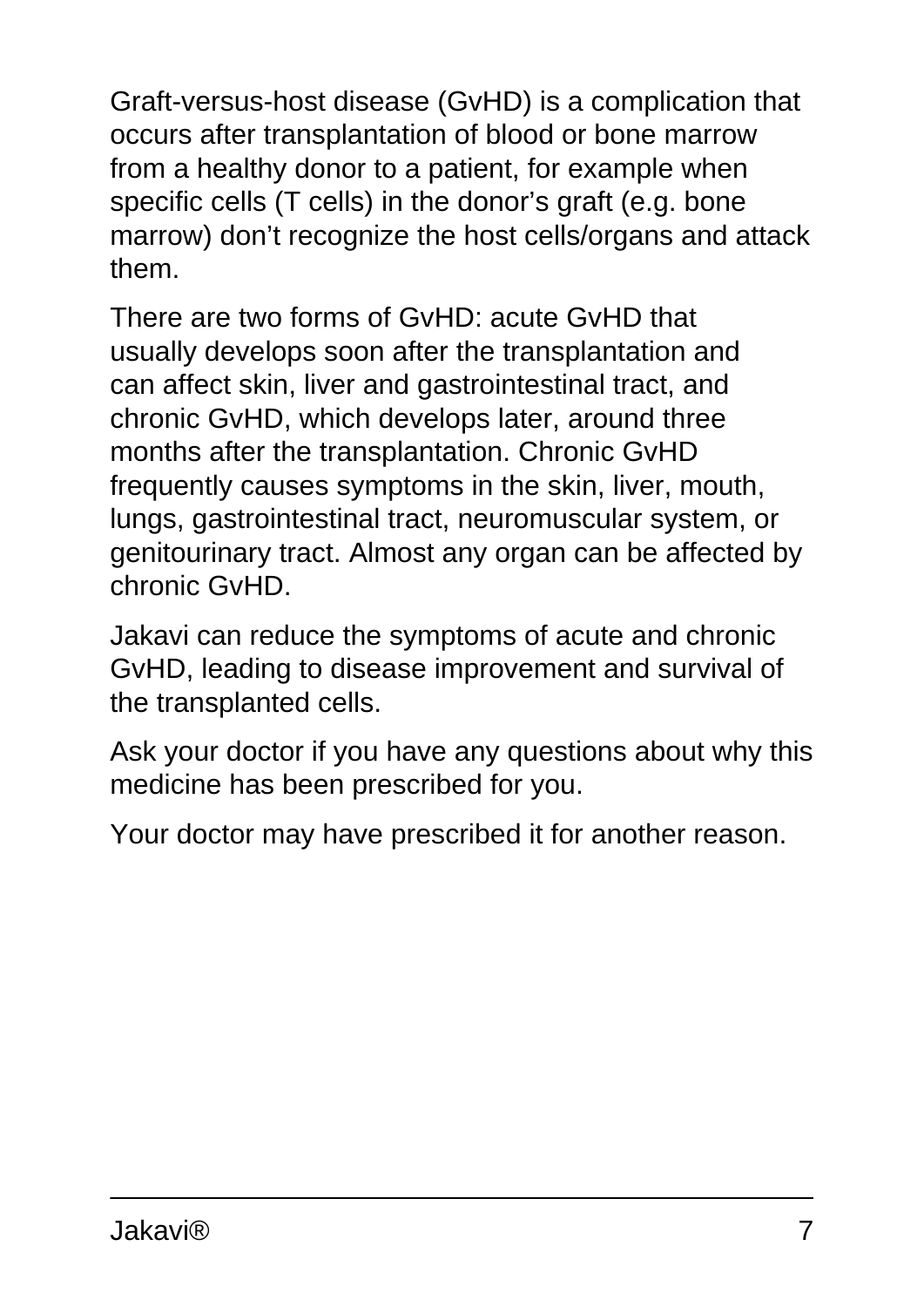Graft-versus-host disease (GvHD) is a complication that occurs after transplantation of blood or bone marrow from a healthy donor to a patient, for example when specific cells (T cells) in the donor's graft (e.g. bone marrow) don't recognize the host cells/organs and attack them.

There are two forms of GvHD: acute GvHD that usually develops soon after the transplantation and can affect skin, liver and gastrointestinal tract, and chronic GvHD, which develops later, around three months after the transplantation. Chronic GvHD frequently causes symptoms in the skin, liver, mouth, lungs, gastrointestinal tract, neuromuscular system, or genitourinary tract. Almost any organ can be affected by chronic GvHD.

Jakavi can reduce the symptoms of acute and chronic GvHD, leading to disease improvement and survival of the transplanted cells.

Ask your doctor if you have any questions about why this medicine has been prescribed for you.

Your doctor may have prescribed it for another reason.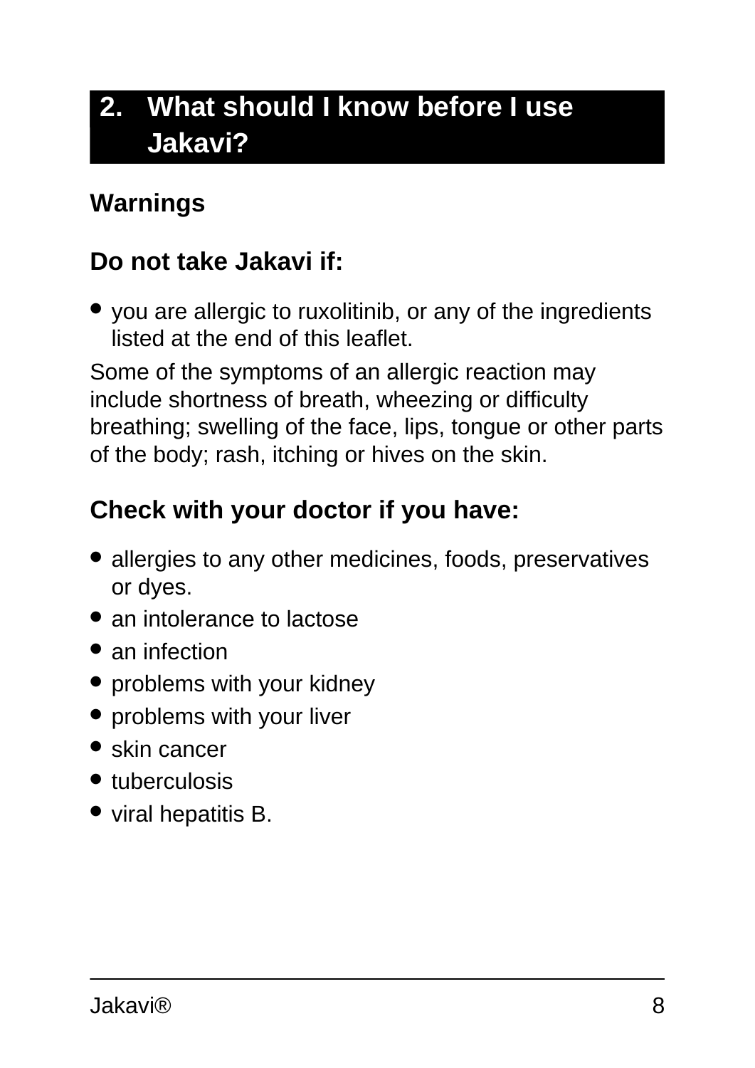## 2. What should I know before I use Jakavi?

### Warnings

### Do not take Jakavi if:

- you are allergic to ruxolitinib, or any of the ingredients listed at the end of this leaflet.

Some of the symptoms of an allergic reaction may include shortness of breath, wheezing or difficulty breathing; swelling of the face, lips, tongue or other parts of the body; rash, itching or hives on the skin.

### Check with your doctor if you have:

- allergies to any other medicines, foods, preservatives or dyes.
- an intolerance to lactose
- an infection
- problems with your kidney
- problems with your liver
- skin cancer
- tuberculosis
- viral hepatitis B.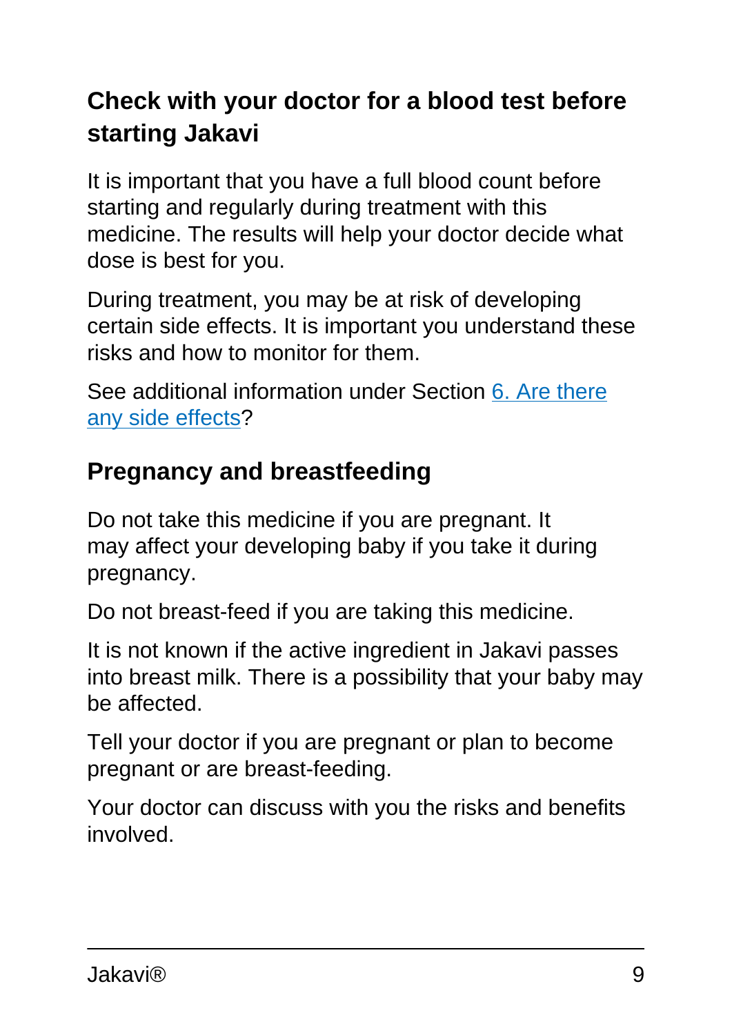## Check with your doctor for a blood test before starting Jakavi

It is important that you have a full blood count before starting and regularly during treatment with this medicine. The results will help your doctor decide what dose is best for you.

During treatment, you may be at risk of developing certain side effects. It is important you understand these risks and how to monitor for them.

See additional information under Section 6. Are there any side effects?

## Pregnancy and breastfeeding

Do not take this medicine if you are pregnant. It may affect your developing baby if you take it during pregnancy.

Do not breast-feed if you are taking this medicine.

It is not known if the active ingredient in Jakavi passes into breast milk. There is a possibility that your baby may be affected.

Tell your doctor if you are pregnant or plan to become pregnant or are breast-feeding.

Your doctor can discuss with you the risks and benefits involved.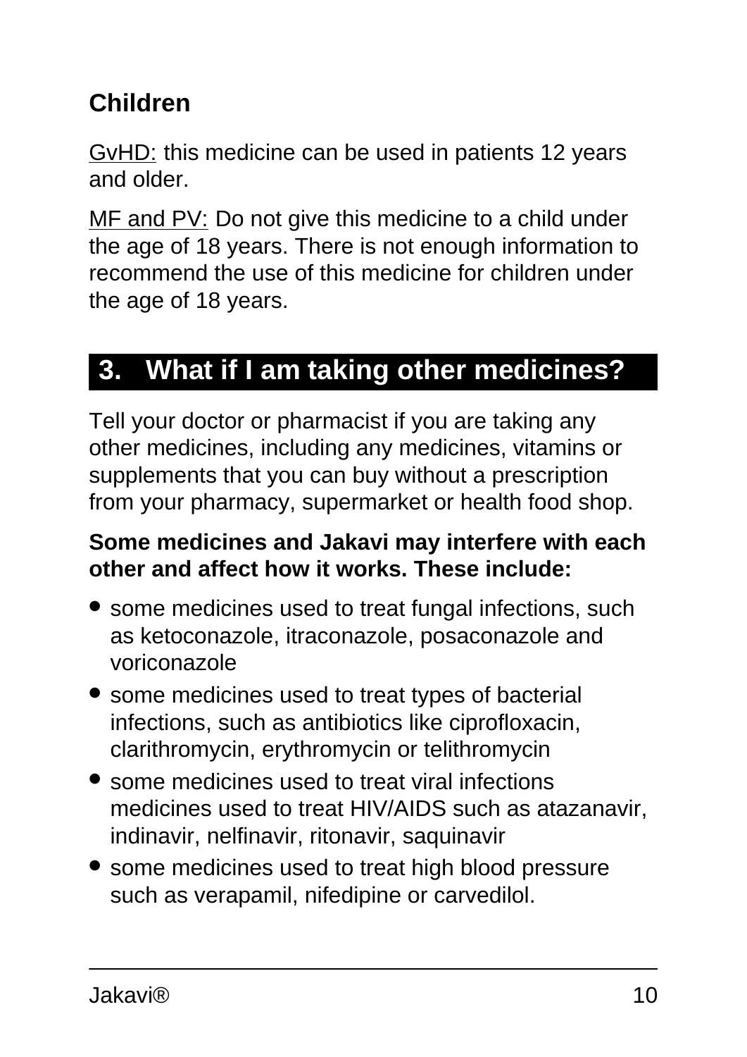### Children

<u>GvHD:</u> this medicine can be used in patients 12 years and older.

<u>MF and PV:</u> Do not give this medicine to a child under the age of 18 years. There is not enough information to recommend the use of this medicine for children under the age of 18 years.

## 3. What if I am taking other medicines?

Tell your doctor or pharmacist if you are taking any other medicines, including any medicines, vitamins or supplements that you can buy without a prescription from your pharmacy, supermarket or health food shop.

**Some medicines and Jakavi may interfere with each other and affect how it works. These include:**

- some medicines used to treat fungal infections, such as ketoconazole, itraconazole, posaconazole and voriconazole
- some medicines used to treat types of bacterial infections, such as antibiotics like ciprofloxacin, clarithromycin, erythromycin or telithromycin
- some medicines used to treat viral infections medicines used to treat HIV/AIDS such as atazanavir, indinavir, nelfinavir, ritonavir, saquinavir
- some medicines used to treat high blood pressure such as verapamil, nifedipine or carvedilol.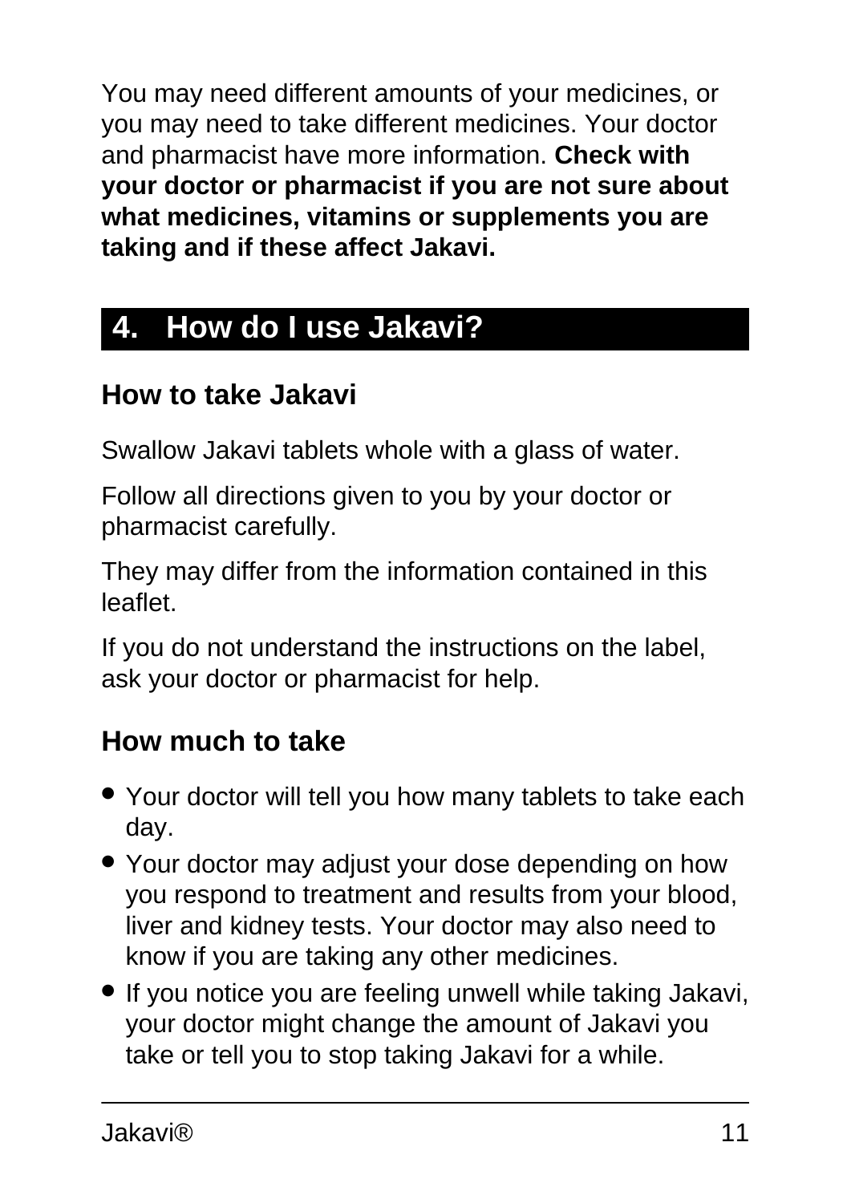You may need different amounts of your medicines, or you may need to take different medicines. Your doctor and pharmacist have more information. **Check with your doctor or pharmacist if you are not sure about what medicines, vitamins or supplements you are taking and if these affect Jakavi.**

## 4. How do I use Jakavi?

### How to take Jakavi

Swallow Jakavi tablets whole with a glass of water.

Follow all directions given to you by your doctor or pharmacist carefully.

They may differ from the information contained in this leaflet.

If you do not understand the instructions on the label, ask your doctor or pharmacist for help.

### How much to take

- Your doctor will tell you how many tablets to take each day.
- Your doctor may adjust your dose depending on how you respond to treatment and results from your blood, liver and kidney tests. Your doctor may also need to know if you are taking any other medicines.
- If you notice you are feeling unwell while taking Jakavi, your doctor might change the amount of Jakavi you take or tell you to stop taking Jakavi for a while.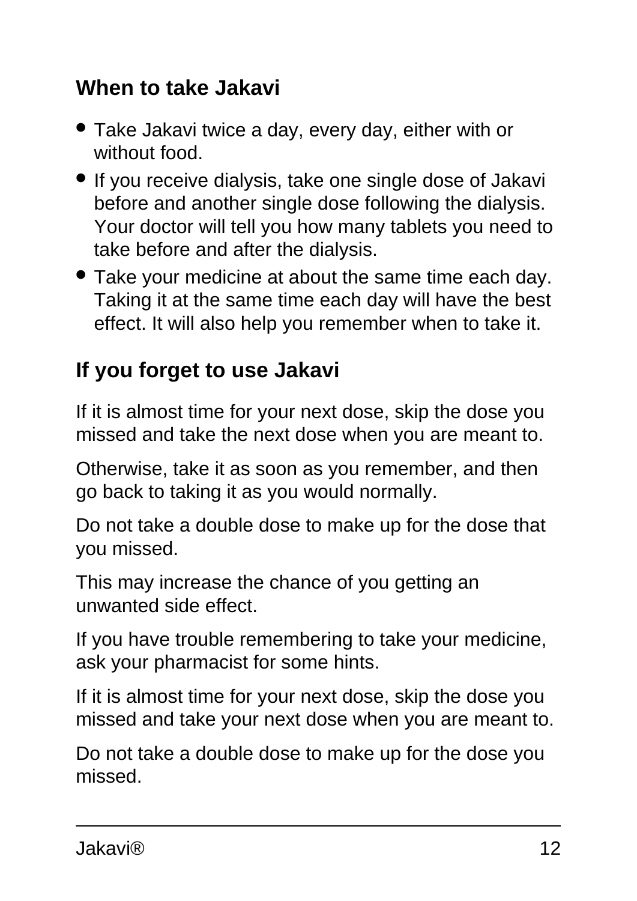### When to take Jakavi

- Take Jakavi twice a day, every day, either with or without food.
- If you receive dialysis, take one single dose of Jakavi before and another single dose following the dialysis. Your doctor will tell you how many tablets you need to take before and after the dialysis.
- Take your medicine at about the same time each day. Taking it at the same time each day will have the best effect. It will also help you remember when to take it.

### If you forget to use Jakavi

If it is almost time for your next dose, skip the dose you missed and take the next dose when you are meant to.

Otherwise, take it as soon as you remember, and then go back to taking it as you would normally.

Do not take a double dose to make up for the dose that you missed.

This may increase the chance of you getting an unwanted side effect.

If you have trouble remembering to take your medicine, ask your pharmacist for some hints.

If it is almost time for your next dose, skip the dose you missed and take your next dose when you are meant to.

Do not take a double dose to make up for the dose you missed.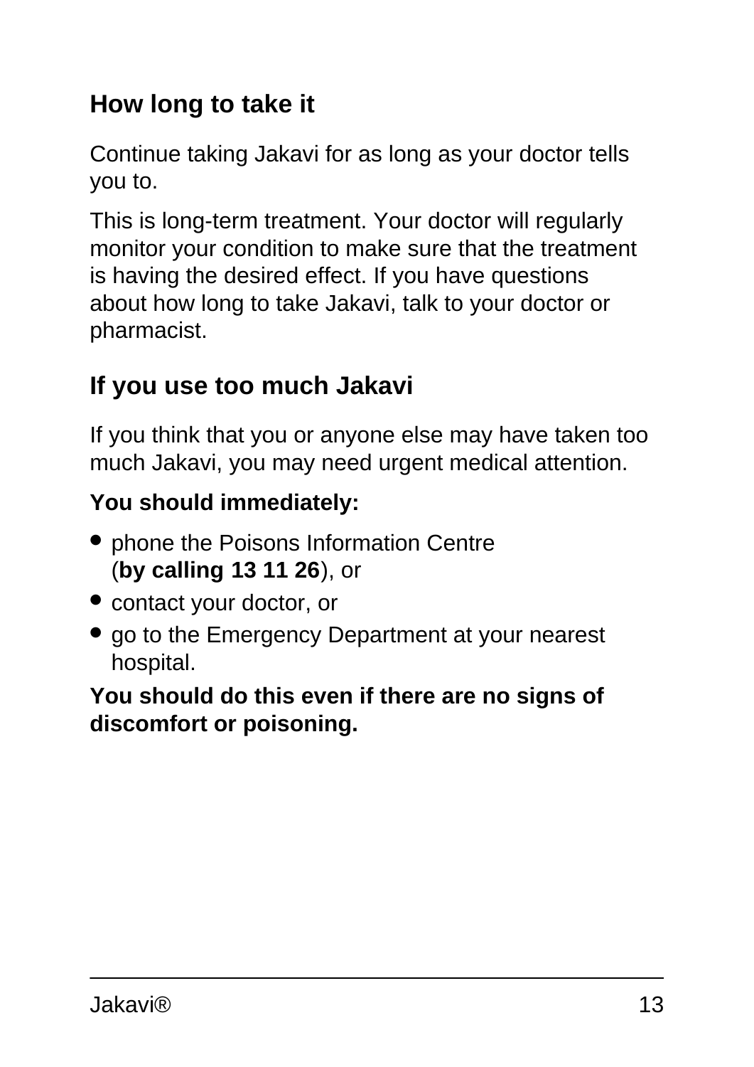## How long to take it

Continue taking Jakavi for as long as your doctor tells you to.

This is long-term treatment. Your doctor will regularly monitor your condition to make sure that the treatment is having the desired effect. If you have questions about how long to take Jakavi, talk to your doctor or pharmacist.

## If you use too much Jakavi

If you think that you or anyone else may have taken too much Jakavi, you may need urgent medical attention.

**You should immediately:**

- phone the Poisons Information Centre (**by calling 13 11 26**), or
- contact your doctor, or
- go to the Emergency Department at your nearest hospital.

**You should do this even if there are no signs of discomfort or poisoning.**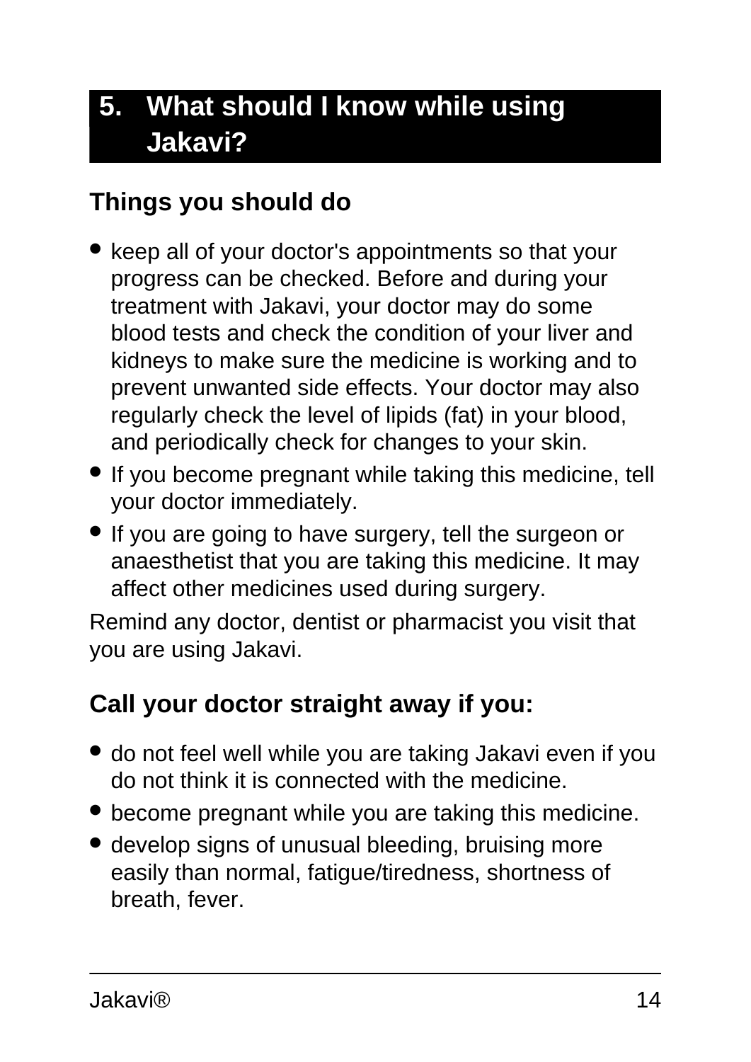# 5. What should I know while using Jakavi?

## Things you should do

- keep all of your doctor's appointments so that your progress can be checked. Before and during your treatment with Jakavi, your doctor may do some blood tests and check the condition of your liver and kidneys to make sure the medicine is working and to prevent unwanted side effects. Your doctor may also regularly check the level of lipids (fat) in your blood, and periodically check for changes to your skin.
- If you become pregnant while taking this medicine, tell your doctor immediately.
- If you are going to have surgery, tell the surgeon or anaesthetist that you are taking this medicine. It may affect other medicines used during surgery.

Remind any doctor, dentist or pharmacist you visit that you are using Jakavi.

## Call your doctor straight away if you:

- do not feel well while you are taking Jakavi even if you do not think it is connected with the medicine.
- become pregnant while you are taking this medicine.
- develop signs of unusual bleeding, bruising more easily than normal, fatigue/tiredness, shortness of breath, fever.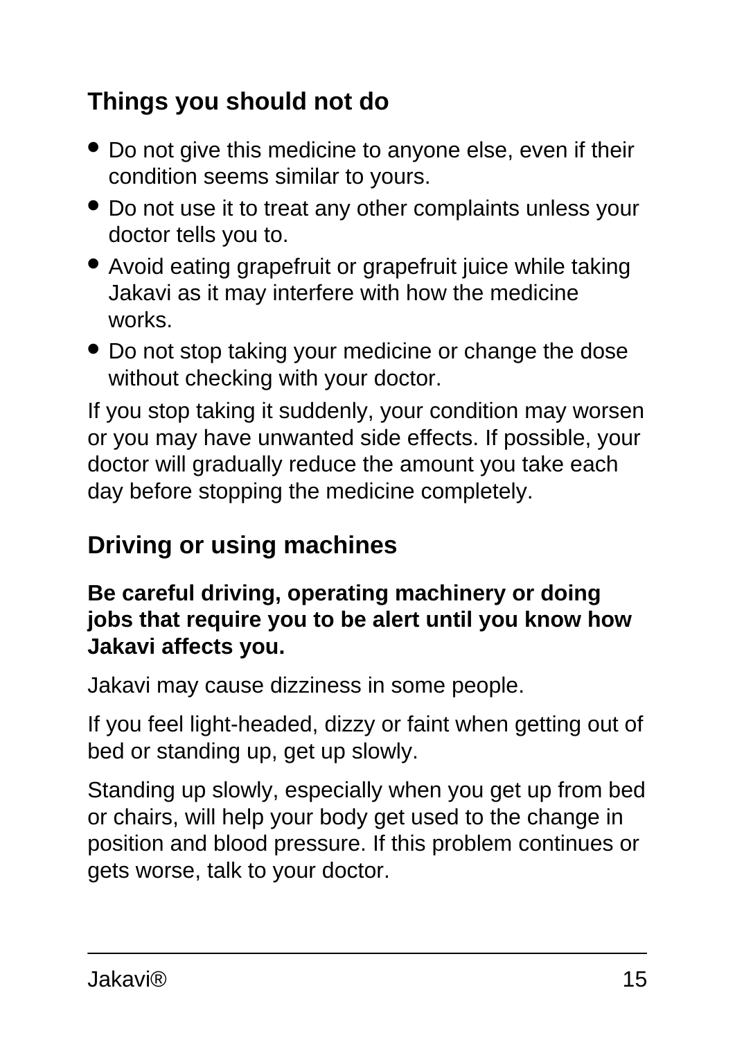## Things you should not do

- Do not give this medicine to anyone else, even if their condition seems similar to yours.
- Do not use it to treat any other complaints unless your doctor tells you to.
- Avoid eating grapefruit or grapefruit juice while taking Jakavi as it may interfere with how the medicine works.
- Do not stop taking your medicine or change the dose without checking with your doctor.

If you stop taking it suddenly, your condition may worsen or you may have unwanted side effects. If possible, your doctor will gradually reduce the amount you take each day before stopping the medicine completely.

## Driving or using machines

**Be careful driving, operating machinery or doing jobs that require you to be alert until you know how Jakavi affects you.**

Jakavi may cause dizziness in some people.

If you feel light-headed, dizzy or faint when getting out of bed or standing up, get up slowly.

Standing up slowly, especially when you get up from bed or chairs, will help your body get used to the change in position and blood pressure. If this problem continues or gets worse, talk to your doctor.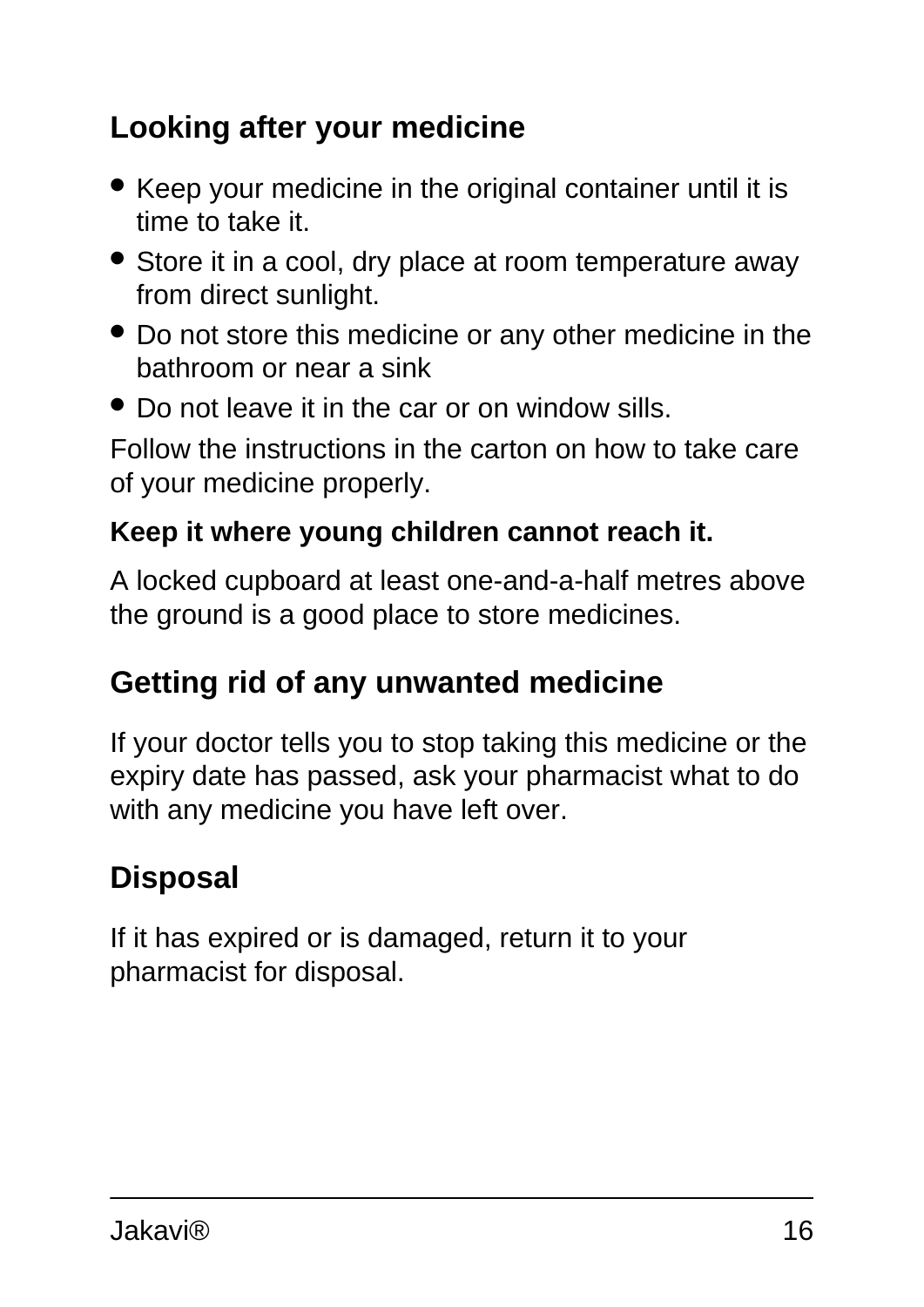## Looking after your medicine

- Keep your medicine in the original container until it is time to take it.
- Store it in a cool, dry place at room temperature away from direct sunlight.
- Do not store this medicine or any other medicine in the bathroom or near a sink
- Do not leave it in the car or on window sills.

Follow the instructions in the carton on how to take care of your medicine properly.

**Keep it where young children cannot reach it.**

A locked cupboard at least one-and-a-half metres above the ground is a good place to store medicines.

## Getting rid of any unwanted medicine

If your doctor tells you to stop taking this medicine or the expiry date has passed, ask your pharmacist what to do with any medicine you have left over.

## Disposal

If it has expired or is damaged, return it to your pharmacist for disposal.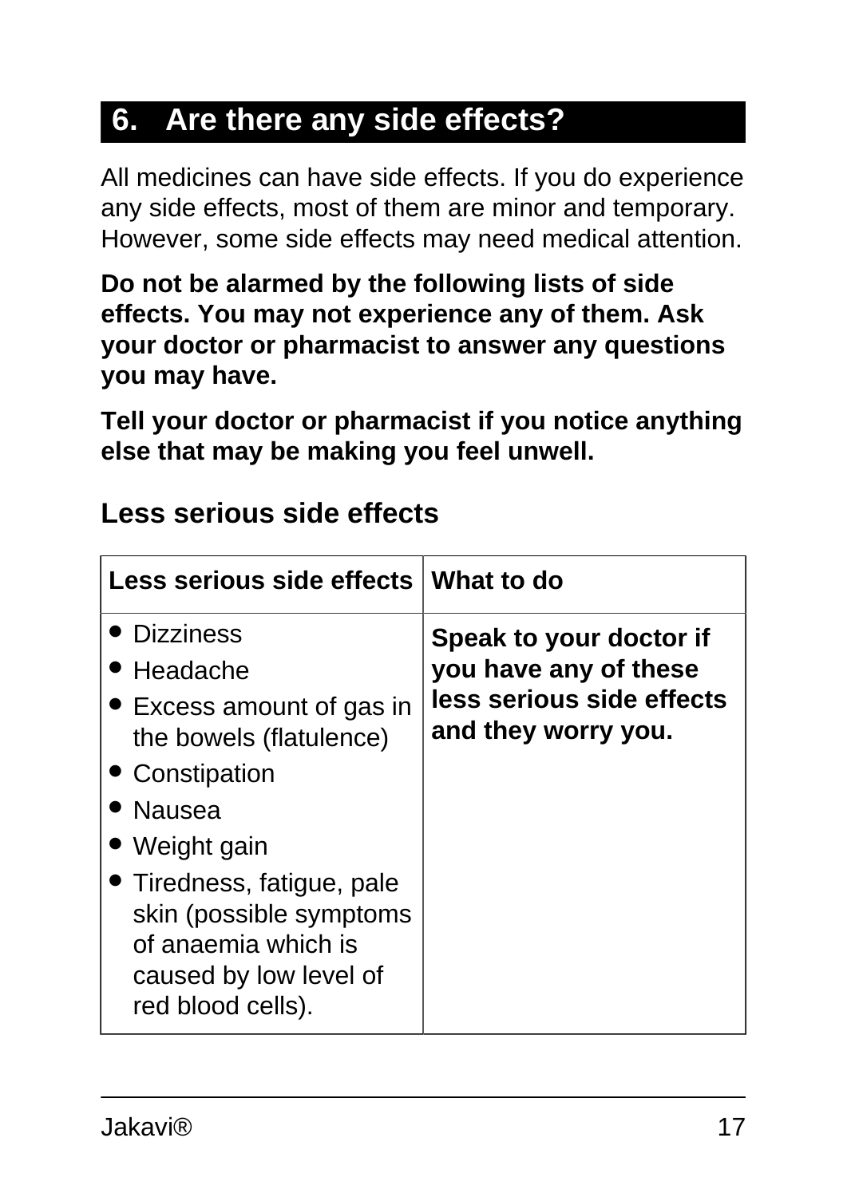## 6. Are there any side effects?

All medicines can have side effects. If you do experience any side effects, most of them are minor and temporary. However, some side effects may need medical attention.

**Do not be alarmed by the following lists of side effects. You may not experience any of them. Ask your doctor or pharmacist to answer any questions you may have.**

**Tell your doctor or pharmacist if you notice anything else that may be making you feel unwell.**

### Less serious side effects

| Less serious side effects | What to do |
|---|---|
| • Dizziness<br>• Headache<br>• Excess amount of gas in the bowels (flatulence)<br>• Constipation<br>• Nausea<br>• Weight gain<br>• Tiredness, fatigue, pale skin (possible symptoms of anaemia which is caused by low level of red blood cells). | **Speak to your doctor if you have any of these less serious side effects and they worry you.** |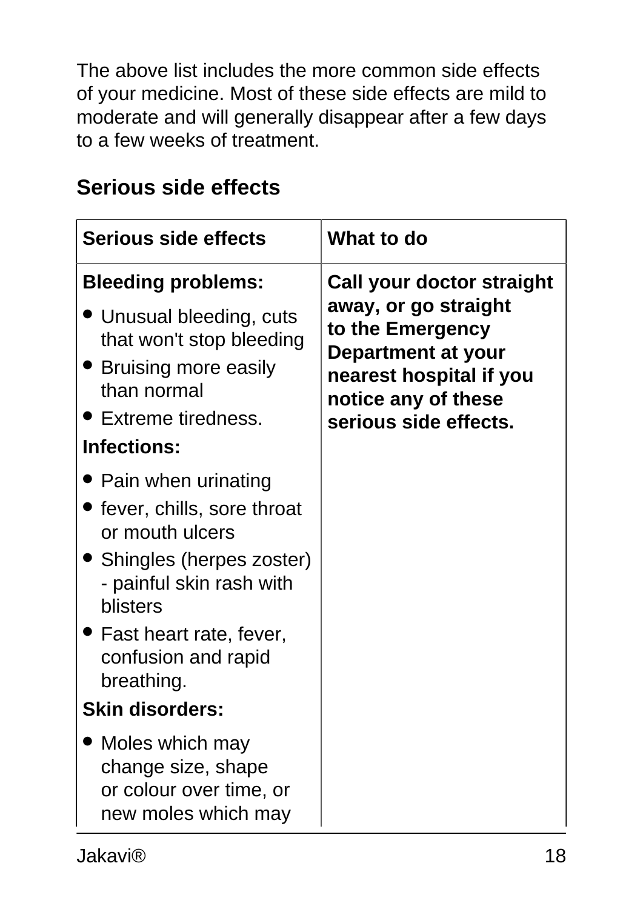The above list includes the more common side effects of your medicine. Most of these side effects are mild to moderate and will generally disappear after a few days to a few weeks of treatment.

## Serious side effects

| Serious side effects | What to do |
|---|---|
| **Bleeding problems:**<br>• Unusual bleeding, cuts that won't stop bleeding<br>• Bruising more easily than normal<br>• Extreme tiredness.<br>**Infections:**<br>• Pain when urinating<br>• fever, chills, sore throat or mouth ulcers<br>• Shingles (herpes zoster) - painful skin rash with blisters<br>• Fast heart rate, fever, confusion and rapid breathing.<br>**Skin disorders:**<br>• Moles which may change size, shape or colour over time, or new moles which may | **Call your doctor straight away, or go straight to the Emergency Department at your nearest hospital if you notice any of these serious side effects.** |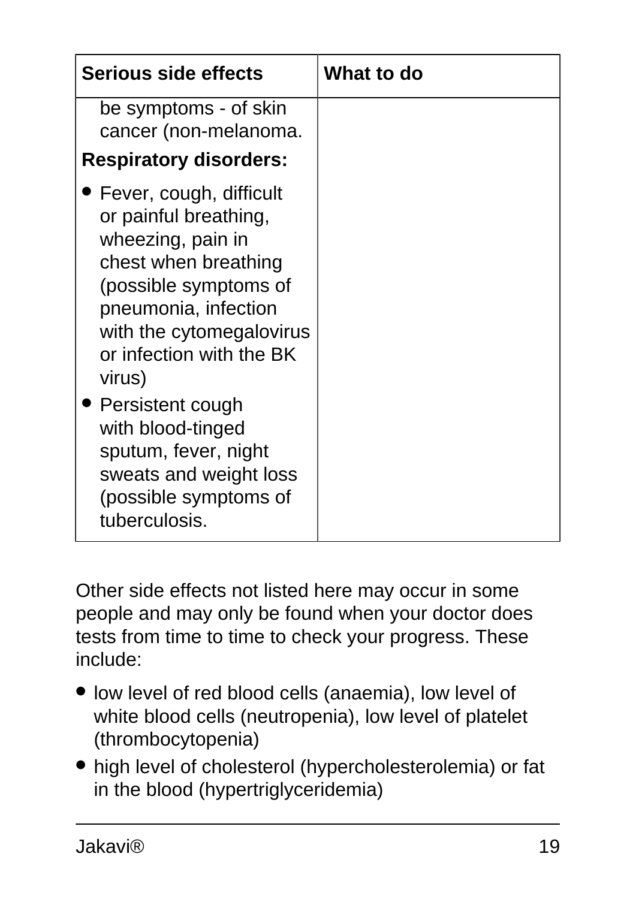| Serious side effects | What to do |
| --- | --- |
| be symptoms - of skin cancer (non-melanoma.<br>**Respiratory disorders:**<br>• Fever, cough, difficult or painful breathing, wheezing, pain in chest when breathing (possible symptoms of pneumonia, infection with the cytomegalovirus or infection with the BK virus)<br>• Persistent cough with blood-tinged sputum, fever, night sweats and weight loss (possible symptoms of tuberculosis. | |

Other side effects not listed here may occur in some people and may only be found when your doctor does tests from time to time to check your progress. These include:

- low level of red blood cells (anaemia), low level of white blood cells (neutropenia), low level of platelet (thrombocytopenia)
- high level of cholesterol (hypercholesterolemia) or fat in the blood (hypertriglyceridemia)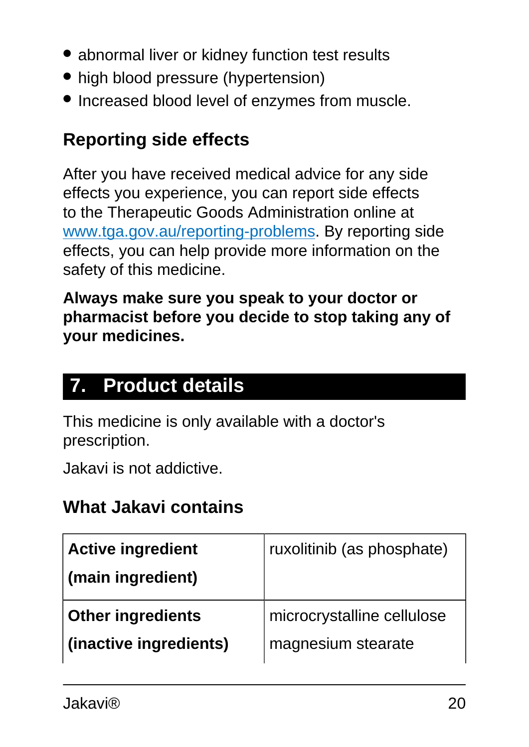- abnormal liver or kidney function test results
- high blood pressure (hypertension)
- Increased blood level of enzymes from muscle.

### Reporting side effects

After you have received medical advice for any side effects you experience, you can report side effects to the Therapeutic Goods Administration online at www.tga.gov.au/reporting-problems. By reporting side effects, you can help provide more information on the safety of this medicine.

**Always make sure you speak to your doctor or pharmacist before you decide to stop taking any of your medicines.**

## 7. Product details

This medicine is only available with a doctor's prescription.

Jakavi is not addictive.

### What Jakavi contains

| | |
|---|---|
| **Active ingredient**<br>**(main ingredient)** | ruxolitinib (as phosphate) |
| **Other ingredients**<br>**(inactive ingredients)** | microcrystalline cellulose<br>magnesium stearate |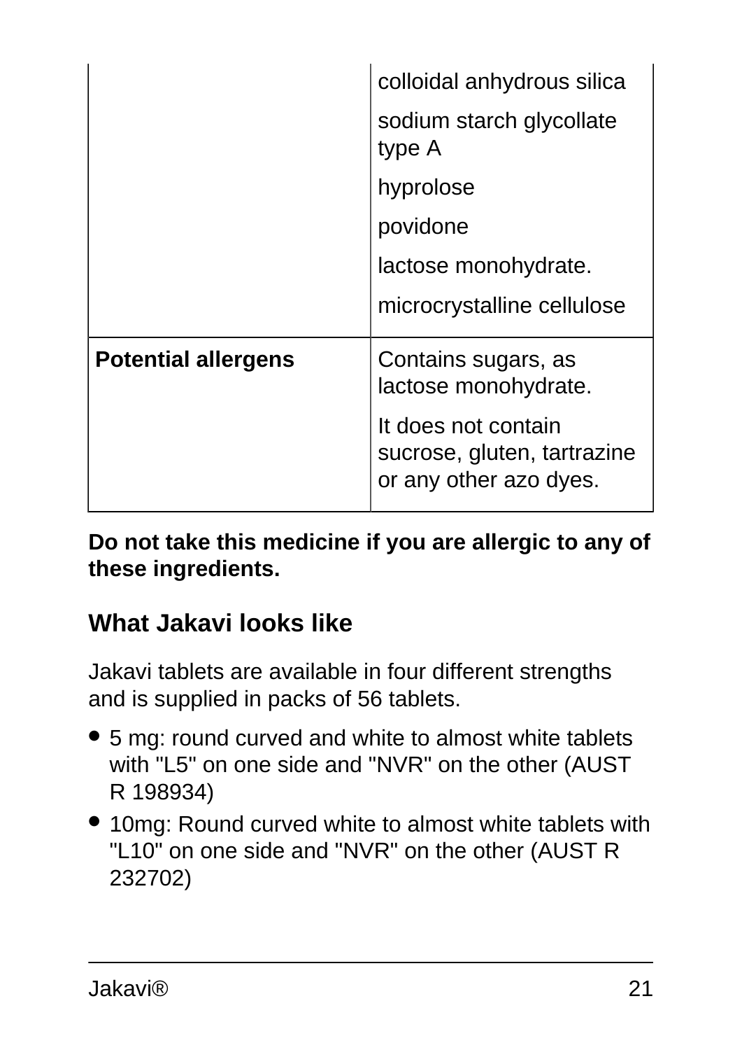| | |
|---|---|
| | colloidal anhydrous silica<br><br>sodium starch glycollate type A<br><br>hyprolose<br><br>povidone<br><br>lactose monohydrate.<br><br>microcrystalline cellulose |
| **Potential allergens** | Contains sugars, as lactose monohydrate.<br><br>It does not contain sucrose, gluten, tartrazine or any other azo dyes. |

**Do not take this medicine if you are allergic to any of these ingredients.**

## What Jakavi looks like

Jakavi tablets are available in four different strengths and is supplied in packs of 56 tablets.

- 5 mg: round curved and white to almost white tablets with "L5" on one side and "NVR" on the other (AUST R 198934)
- 10mg: Round curved white to almost white tablets with "L10" on one side and "NVR" on the other (AUST R 232702)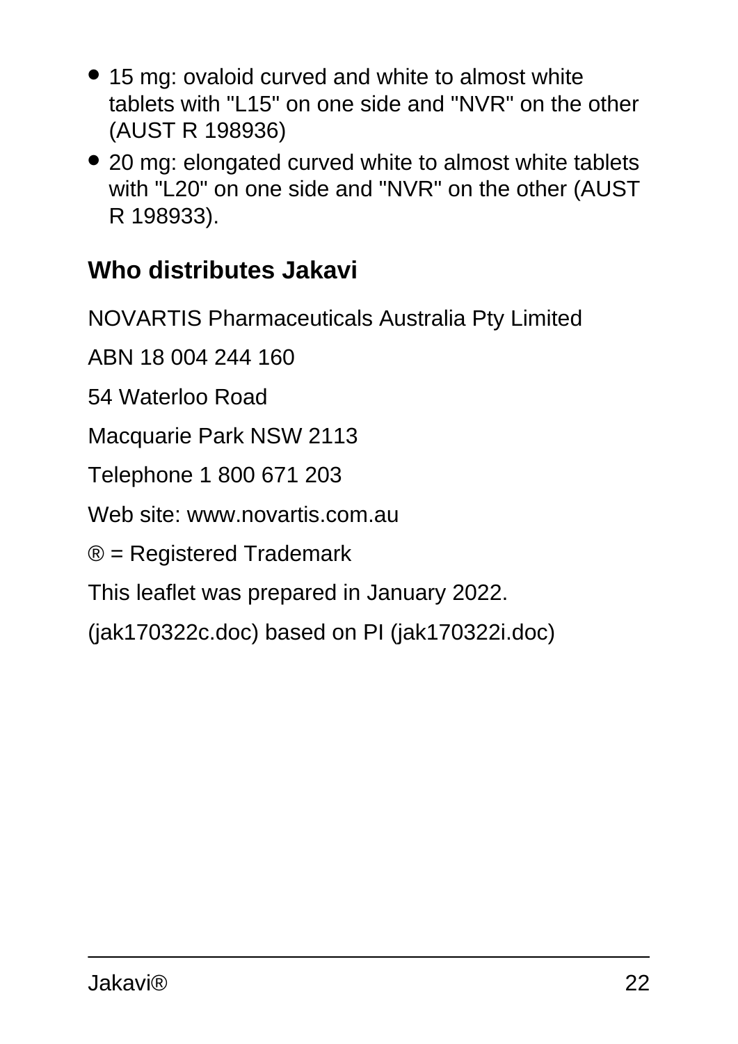- 15 mg: ovaloid curved and white to almost white tablets with "L15" on one side and "NVR" on the other (AUST R 198936)
- 20 mg: elongated curved white to almost white tablets with "L20" on one side and "NVR" on the other (AUST R 198933).

## Who distributes Jakavi

NOVARTIS Pharmaceuticals Australia Pty Limited

ABN 18 004 244 160

54 Waterloo Road

Macquarie Park NSW 2113

Telephone 1 800 671 203

Web site: www.novartis.com.au

® = Registered Trademark

This leaflet was prepared in January 2022.

(jak170322c.doc) based on PI (jak170322i.doc)